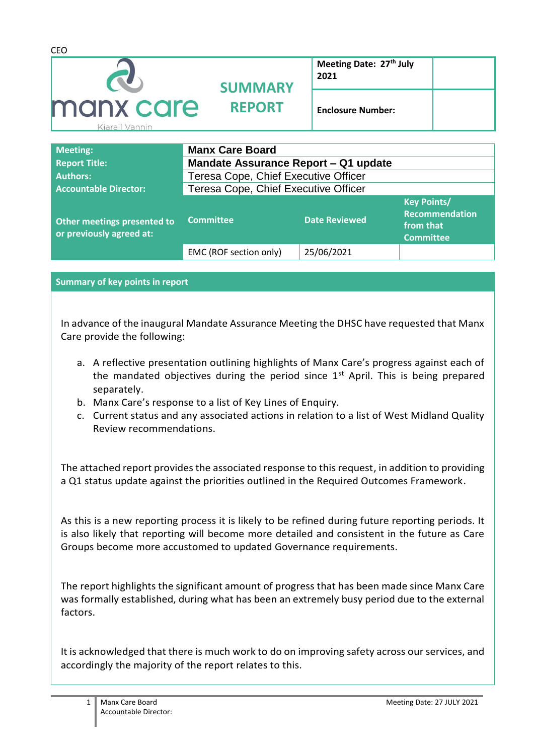CEO

| manx care Kiarail Vannin | SUMMARY REPORT | Meeting Date: 27th July 2021 | |
|---|---|---|---|
| | | Enclosure Number: | |

| Meeting: | Manx Care Board | | |
|---|---|---|---|
| Report Title: | Mandate Assurance Report – Q1 update | | |
| Authors: | Teresa Cope, Chief Executive Officer | | |
| Accountable Director: | Teresa Cope, Chief Executive Officer | | |
| Other meetings presented to or previously agreed at: | Committee | Date Reviewed | Key Points/ Recommendation from that Committee |
| | EMC (ROF section only) | 25/06/2021 | |

## Summary of key points in report

In advance of the inaugural Mandate Assurance Meeting the DHSC have requested that Manx Care provide the following:

a. A reflective presentation outlining highlights of Manx Care's progress against each of the mandated objectives during the period since 1st April. This is being prepared separately.
b. Manx Care's response to a list of Key Lines of Enquiry.
c. Current status and any associated actions in relation to a list of West Midland Quality Review recommendations.

The attached report provides the associated response to this request, in addition to providing a Q1 status update against the priorities outlined in the Required Outcomes Framework.

As this is a new reporting process it is likely to be refined during future reporting periods. It is also likely that reporting will become more detailed and consistent in the future as Care Groups become more accustomed to updated Governance requirements.

The report highlights the significant amount of progress that has been made since Manx Care was formally established, during what has been an extremely busy period due to the external factors.

It is acknowledged that there is much work to do on improving safety across our services, and accordingly the majority of the report relates to this.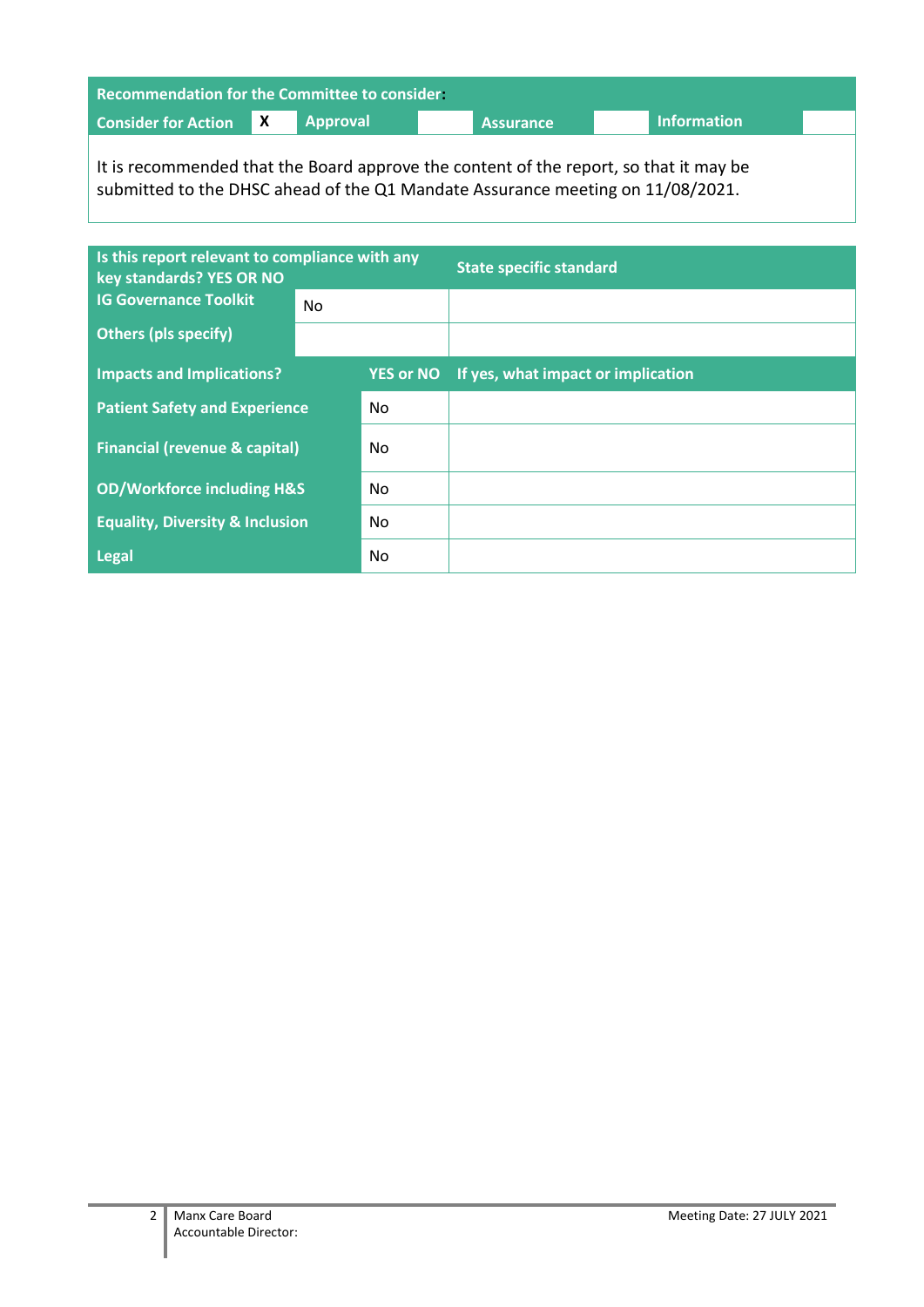| Recommendation for the Committee to consider: | | | | | | | |
|---|---|---|---|---|---|---|---|
| Consider for Action | X | Approval | | Assurance | | Information | |

It is recommended that the Board approve the content of the report, so that it may be submitted to the DHSC ahead of the Q1 Mandate Assurance meeting on 11/08/2021.

| Is this report relevant to compliance with any key standards? YES OR NO | | State specific standard |
|---|---|---|
| IG Governance Toolkit | No | |
| Others (pls specify) | | |

| Impacts and Implications? | YES or NO | If yes, what impact or implication |
|---|---|---|
| Patient Safety and Experience | No | |
| Financial (revenue & capital) | No | |
| OD/Workforce including H&S | No | |
| Equality, Diversity & Inclusion | No | |
| Legal | No | |